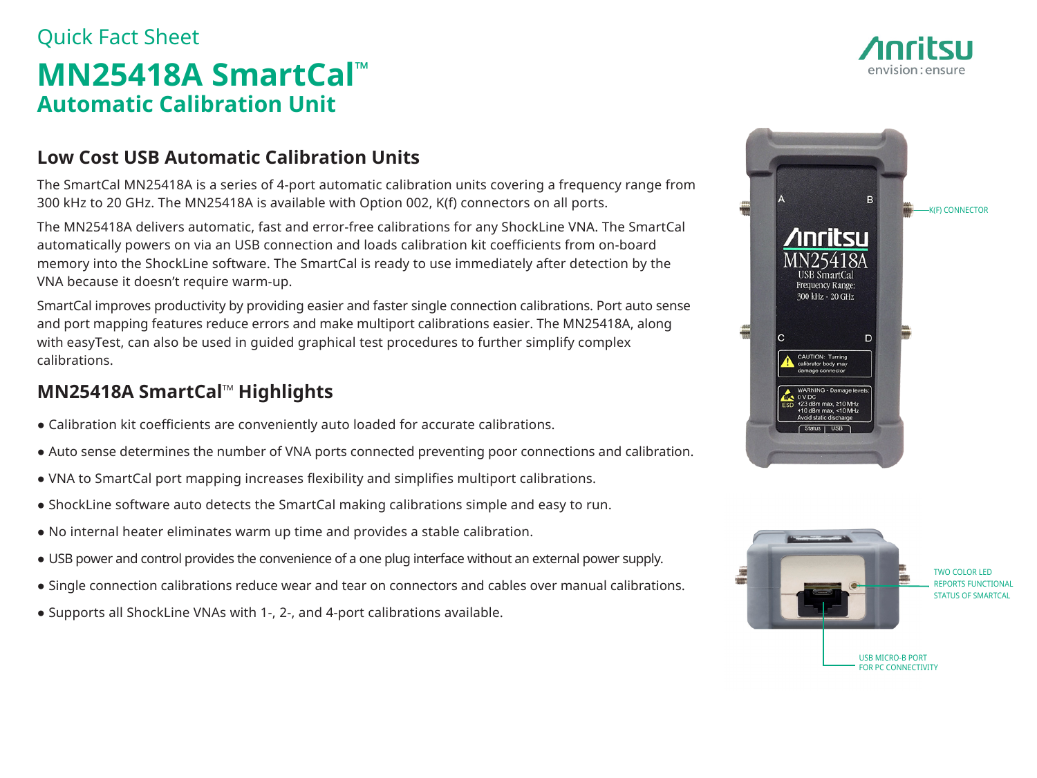Quick Fact Sheet

# MN25418A SmartCal™
## Automatic Calibration Unit

### Low Cost USB Automatic Calibration Units

The SmartCal MN25418A is a series of 4-port automatic calibration units covering a frequency range from 300 kHz to 20 GHz. The MN25418A is available with Option 002, K(f) connectors on all ports.

The MN25418A delivers automatic, fast and error-free calibrations for any ShockLine VNA. The SmartCal automatically powers on via an USB connection and loads calibration kit coefficients from on-board memory into the ShockLine software. The SmartCal is ready to use immediately after detection by the VNA because it doesn't require warm-up.

SmartCal improves productivity by providing easier and faster single connection calibrations. Port auto sense and port mapping features reduce errors and make multiport calibrations easier. The MN25418A, along with easyTest, can also be used in guided graphical test procedures to further simplify complex calibrations.

### MN25418A SmartCal™ Highlights

- Calibration kit coefficients are conveniently auto loaded for accurate calibrations.
- Auto sense determines the number of VNA ports connected preventing poor connections and calibration.
- VNA to SmartCal port mapping increases flexibility and simplifies multiport calibrations.
- ShockLine software auto detects the SmartCal making calibrations simple and easy to run.
- No internal heater eliminates warm up time and provides a stable calibration.
- USB power and control provides the convenience of a one plug interface without an external power supply.
- Single connection calibrations reduce wear and tear on connectors and cables over manual calibrations.
- Supports all ShockLine VNAs with 1-, 2-, and 4-port calibrations available.

K(F) CONNECTOR

TWO COLOR LED REPORTS FUNCTIONAL STATUS OF SMARTCAL

USB MICRO-B PORT FOR PC CONNECTIVITY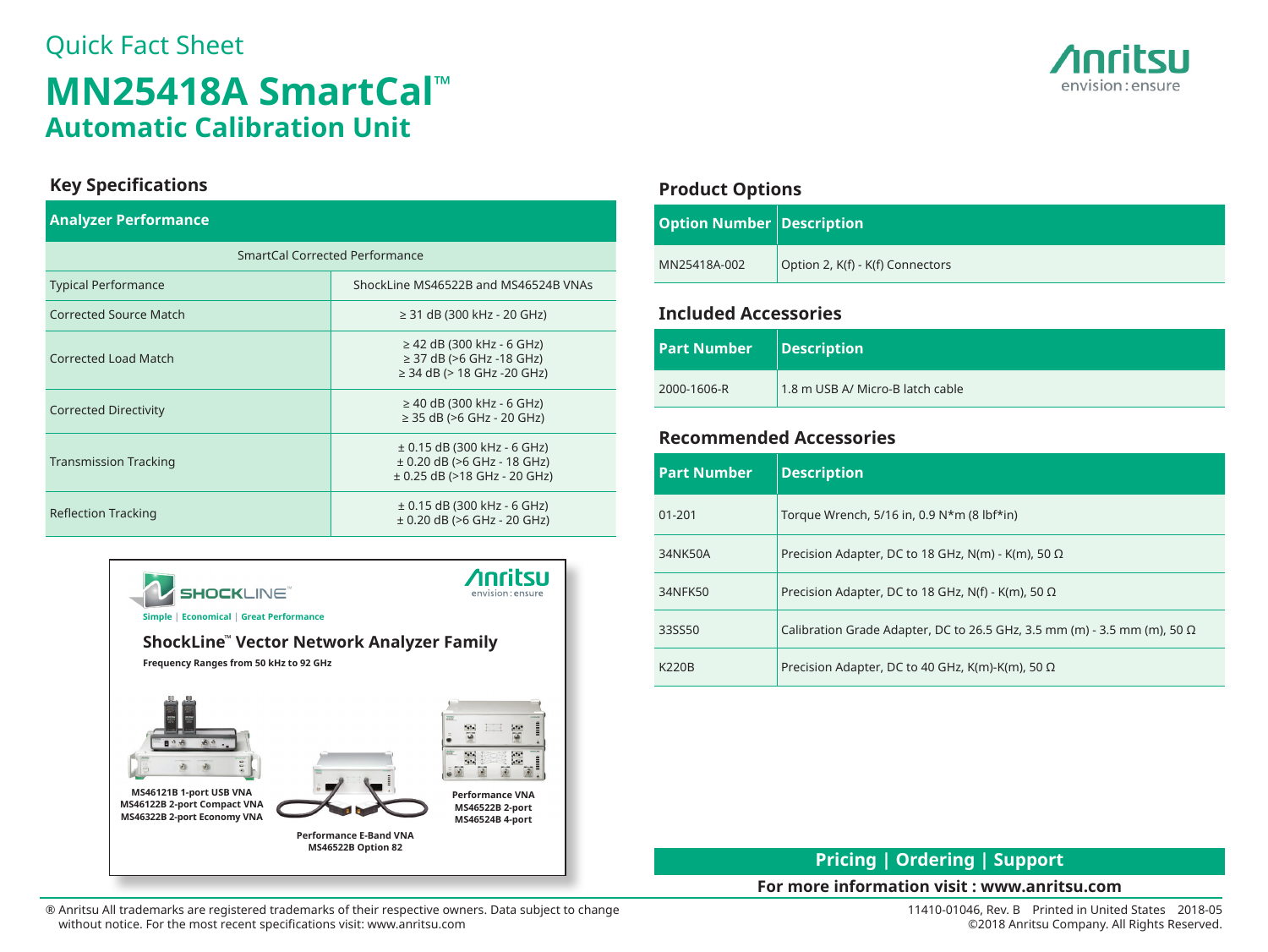Quick Fact Sheet

# MN25418A SmartCal™
## Automatic Calibration Unit

### Key Specifications

| Analyzer Performance | |
|---|---|
| SmartCal Corrected Performance | |
| Typical Performance | ShockLine MS46522B and MS46524B VNAs |
| Corrected Source Match | ≥ 31 dB (300 kHz - 20 GHz) |
| Corrected Load Match | ≥ 42 dB (300 kHz - 6 GHz)<br>≥ 37 dB (>6 GHz -18 GHz)<br>≥ 34 dB (> 18 GHz -20 GHz) |
| Corrected Directivity | ≥ 40 dB (300 kHz - 6 GHz)<br>≥ 35 dB (>6 GHz - 20 GHz) |
| Transmission Tracking | ± 0.15 dB (300 kHz - 6 GHz)<br>± 0.20 dB (>6 GHz - 18 GHz)<br>± 0.25 dB (>18 GHz - 20 GHz) |
| Reflection Tracking | ± 0.15 dB (300 kHz - 6 GHz)<br>± 0.20 dB (>6 GHz - 20 GHz) |

SHOCKLINE™

Simple | Economical | Great Performance

**ShockLine™ Vector Network Analyzer Family**

**Frequency Ranges from 50 kHz to 92 GHz**

**MS46121B 1-port USB VNA**
**MS46122B 2-port Compact VNA**
**MS46322B 2-port Economy VNA**

**Performance E-Band VNA**
**MS46522B Option 82**

**Performance VNA**
**MS46522B 2-port**
**MS46524B 4-port**

### Product Options

| Option Number | Description |
|---|---|
| MN25418A-002 | Option 2, K(f) - K(f) Connectors |

### Included Accessories

| Part Number | Description |
|---|---|
| 2000-1606-R | 1.8 m USB A/ Micro-B latch cable |

### Recommended Accessories

| Part Number | Description |
|---|---|
| 01-201 | Torque Wrench, 5/16 in, 0.9 N*m (8 lbf*in) |
| 34NK50A | Precision Adapter, DC to 18 GHz, N(m) - K(m), 50 Ω |
| 34NFK50 | Precision Adapter, DC to 18 GHz, N(f) - K(m), 50 Ω |
| 33SS50 | Calibration Grade Adapter, DC to 26.5 GHz, 3.5 mm (m) - 3.5 mm (m), 50 Ω |
| K220B | Precision Adapter, DC to 40 GHz, K(m)-K(m), 50 Ω |

**Pricing | Ordering | Support**

**For more information visit : www.anritsu.com**

® Anritsu All trademarks are registered trademarks of their respective owners. Data subject to change without notice. For the most recent specifications visit: www.anritsu.com

11410-01046, Rev. B Printed in United States 2018-05
©2018 Anritsu Company. All Rights Reserved.